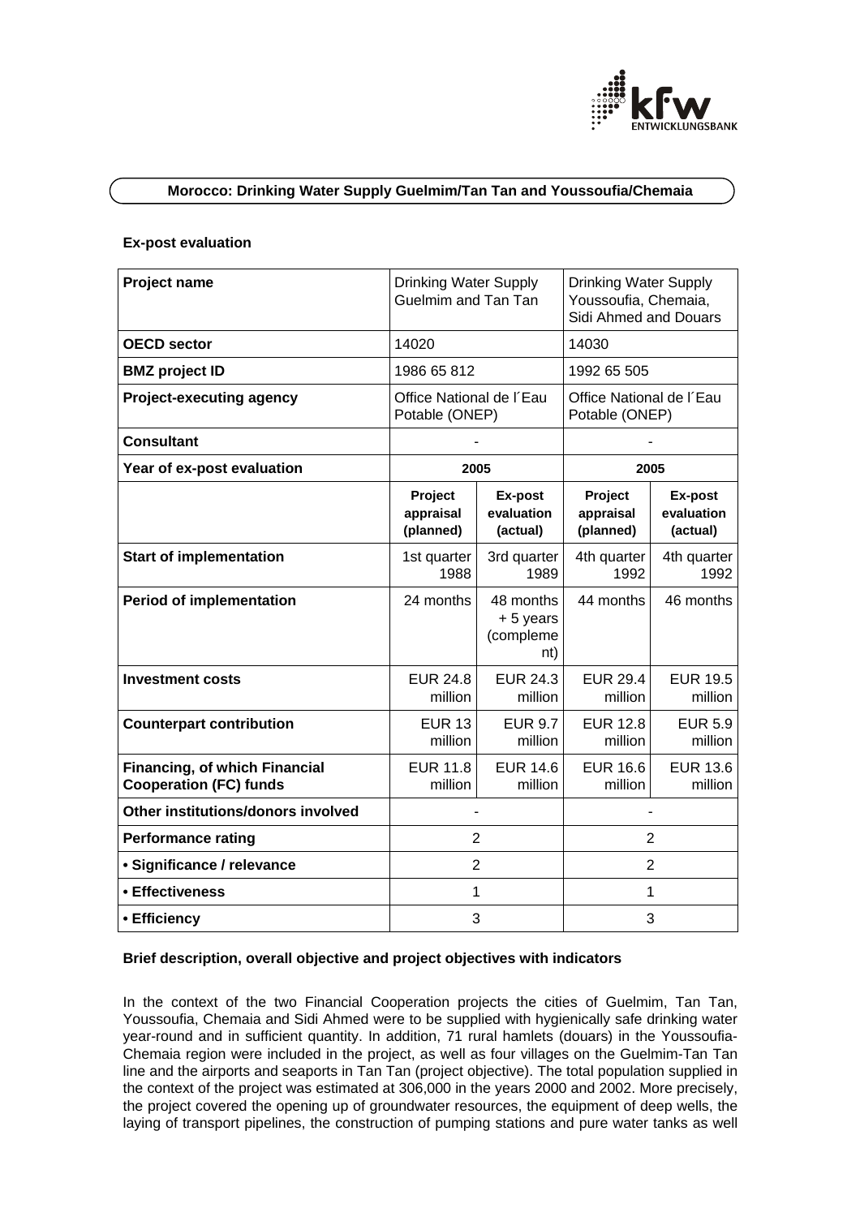## Morocco: Drinking Water Supply Guelmim/Tan Tan and Youssoufia/Chemaia

### Ex-post evaluation

| Project name | Drinking Water Supply Guelmim and Tan Tan | | Drinking Water Supply Youssoufia, Chemaia, Sidi Ahmed and Douars | |
|---|---|---|---|---|
| **OECD sector** | 14020 | | 14030 | |
| **BMZ project ID** | 1986 65 812 | | 1992 65 505 | |
| **Project-executing agency** | Office National de l´Eau Potable (ONEP) | | Office National de l´Eau Potable (ONEP) | |
| **Consultant** | - | | - | |
| **Year of ex-post evaluation** | 2005 | | 2005 | |
| | **Project appraisal (planned)** | **Ex-post evaluation (actual)** | **Project appraisal (planned)** | **Ex-post evaluation (actual)** |
| **Start of implementation** | 1st quarter 1988 | 3rd quarter 1989 | 4th quarter 1992 | 4th quarter 1992 |
| **Period of implementation** | 24 months | 48 months + 5 years (complement) | 44 months | 46 months |
| **Investment costs** | EUR 24.8 million | EUR 24.3 million | EUR 29.4 million | EUR 19.5 million |
| **Counterpart contribution** | EUR 13 million | EUR 9.7 million | EUR 12.8 million | EUR 5.9 million |
| **Financing, of which Financial Cooperation (FC) funds** | EUR 11.8 million | EUR 14.6 million | EUR 16.6 million | EUR 13.6 million |
| **Other institutions/donors involved** | - | | - | |
| **Performance rating** | 2 | | 2 | |
| **• Significance / relevance** | 2 | | 2 | |
| **• Effectiveness** | 1 | | 1 | |
| **• Efficiency** | 3 | | 3 | |

### Brief description, overall objective and project objectives with indicators

In the context of the two Financial Cooperation projects the cities of Guelmim, Tan Tan, Youssoufia, Chemaia and Sidi Ahmed were to be supplied with hygienically safe drinking water year-round and in sufficient quantity. In addition, 71 rural hamlets (douars) in the Youssoufia-Chemaia region were included in the project, as well as four villages on the Guelmim-Tan Tan line and the airports and seaports in Tan Tan (project objective). The total population supplied in the context of the project was estimated at 306,000 in the years 2000 and 2002. More precisely, the project covered the opening up of groundwater resources, the equipment of deep wells, the laying of transport pipelines, the construction of pumping stations and pure water tanks as well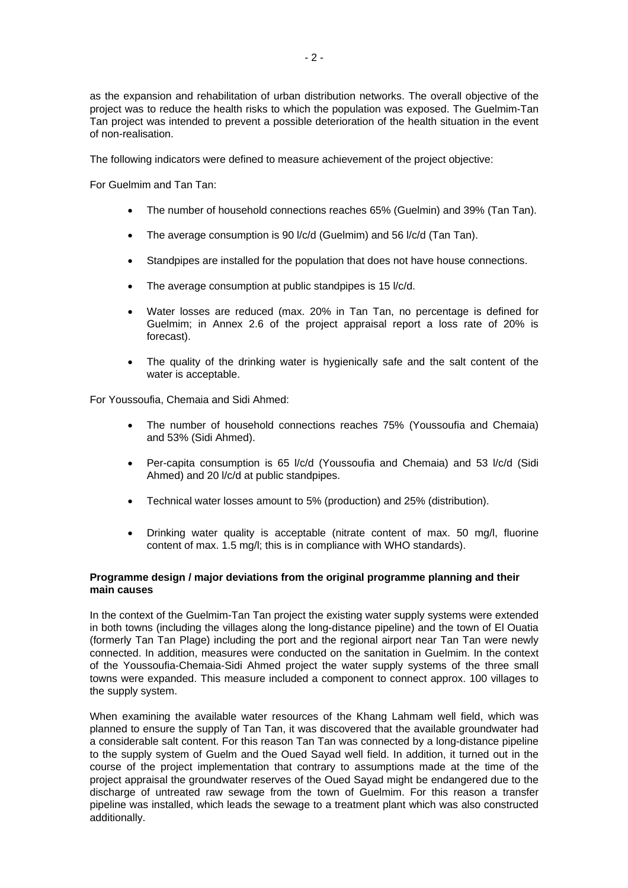as the expansion and rehabilitation of urban distribution networks. The overall objective of the project was to reduce the health risks to which the population was exposed. The Guelmim-Tan Tan project was intended to prevent a possible deterioration of the health situation in the event of non-realisation.

The following indicators were defined to measure achievement of the project objective:

For Guelmim and Tan Tan:

- The number of household connections reaches 65% (Guelmin) and 39% (Tan Tan).
- The average consumption is 90 l/c/d (Guelmim) and 56 l/c/d (Tan Tan).
- Standpipes are installed for the population that does not have house connections.
- The average consumption at public standpipes is 15 l/c/d.
- Water losses are reduced (max. 20% in Tan Tan, no percentage is defined for Guelmim; in Annex 2.6 of the project appraisal report a loss rate of 20% is forecast).
- The quality of the drinking water is hygienically safe and the salt content of the water is acceptable.

For Youssoufia, Chemaia and Sidi Ahmed:

- The number of household connections reaches 75% (Youssoufia and Chemaia) and 53% (Sidi Ahmed).
- Per-capita consumption is 65 l/c/d (Youssoufia and Chemaia) and 53 l/c/d (Sidi Ahmed) and 20 l/c/d at public standpipes.
- Technical water losses amount to 5% (production) and 25% (distribution).
- Drinking water quality is acceptable (nitrate content of max. 50 mg/l, fluorine content of max. 1.5 mg/l; this is in compliance with WHO standards).

**Programme design / major deviations from the original programme planning and their main causes**

In the context of the Guelmim-Tan Tan project the existing water supply systems were extended in both towns (including the villages along the long-distance pipeline) and the town of El Ouatia (formerly Tan Tan Plage) including the port and the regional airport near Tan Tan were newly connected. In addition, measures were conducted on the sanitation in Guelmim. In the context of the Youssoufia-Chemaia-Sidi Ahmed project the water supply systems of the three small towns were expanded. This measure included a component to connect approx. 100 villages to the supply system.

When examining the available water resources of the Khang Lahmam well field, which was planned to ensure the supply of Tan Tan, it was discovered that the available groundwater had a considerable salt content. For this reason Tan Tan was connected by a long-distance pipeline to the supply system of Guelm and the Oued Sayad well field. In addition, it turned out in the course of the project implementation that contrary to assumptions made at the time of the project appraisal the groundwater reserves of the Oued Sayad might be endangered due to the discharge of untreated raw sewage from the town of Guelmim. For this reason a transfer pipeline was installed, which leads the sewage to a treatment plant which was also constructed additionally.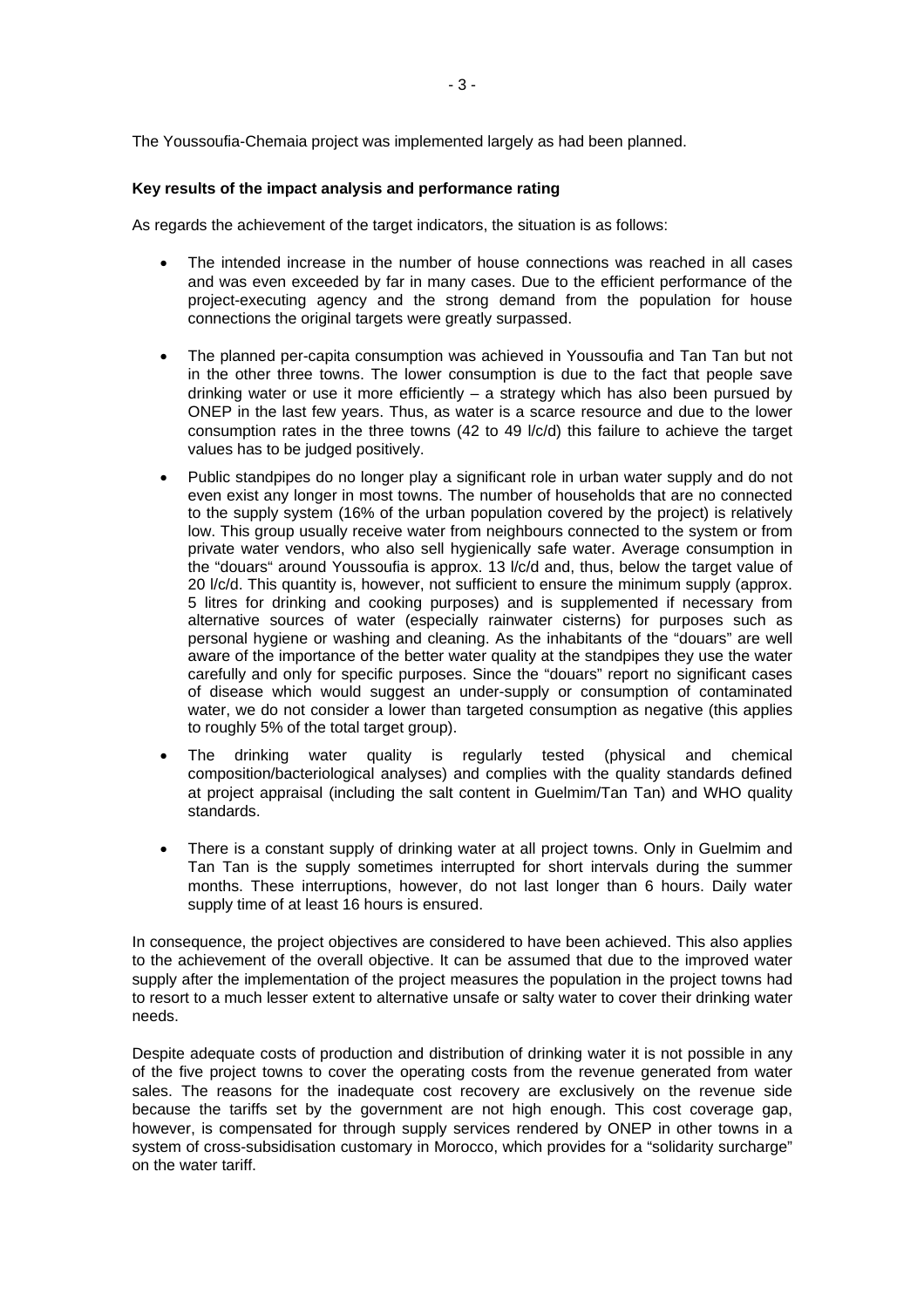The Youssoufia-Chemaia project was implemented largely as had been planned.

**Key results of the impact analysis and performance rating**

As regards the achievement of the target indicators, the situation is as follows:

- The intended increase in the number of house connections was reached in all cases and was even exceeded by far in many cases. Due to the efficient performance of the project-executing agency and the strong demand from the population for house connections the original targets were greatly surpassed.

- The planned per-capita consumption was achieved in Youssoufia and Tan Tan but not in the other three towns. The lower consumption is due to the fact that people save drinking water or use it more efficiently – a strategy which has also been pursued by ONEP in the last few years. Thus, as water is a scarce resource and due to the lower consumption rates in the three towns (42 to 49 l/c/d) this failure to achieve the target values has to be judged positively.

- Public standpipes do no longer play a significant role in urban water supply and do not even exist any longer in most towns. The number of households that are no connected to the supply system (16% of the urban population covered by the project) is relatively low. This group usually receive water from neighbours connected to the system or from private water vendors, who also sell hygienically safe water. Average consumption in the "douars" around Youssoufia is approx. 13 l/c/d and, thus, below the target value of 20 l/c/d. This quantity is, however, not sufficient to ensure the minimum supply (approx. 5 litres for drinking and cooking purposes) and is supplemented if necessary from alternative sources of water (especially rainwater cisterns) for purposes such as personal hygiene or washing and cleaning. As the inhabitants of the "douars" are well aware of the importance of the better water quality at the standpipes they use the water carefully and only for specific purposes. Since the "douars" report no significant cases of disease which would suggest an under-supply or consumption of contaminated water, we do not consider a lower than targeted consumption as negative (this applies to roughly 5% of the total target group).

- The drinking water quality is regularly tested (physical and chemical composition/bacteriological analyses) and complies with the quality standards defined at project appraisal (including the salt content in Guelmim/Tan Tan) and WHO quality standards.

- There is a constant supply of drinking water at all project towns. Only in Guelmim and Tan Tan is the supply sometimes interrupted for short intervals during the summer months. These interruptions, however, do not last longer than 6 hours. Daily water supply time of at least 16 hours is ensured.

In consequence, the project objectives are considered to have been achieved. This also applies to the achievement of the overall objective. It can be assumed that due to the improved water supply after the implementation of the project measures the population in the project towns had to resort to a much lesser extent to alternative unsafe or salty water to cover their drinking water needs.

Despite adequate costs of production and distribution of drinking water it is not possible in any of the five project towns to cover the operating costs from the revenue generated from water sales. The reasons for the inadequate cost recovery are exclusively on the revenue side because the tariffs set by the government are not high enough. This cost coverage gap, however, is compensated for through supply services rendered by ONEP in other towns in a system of cross-subsidisation customary in Morocco, which provides for a "solidarity surcharge" on the water tariff.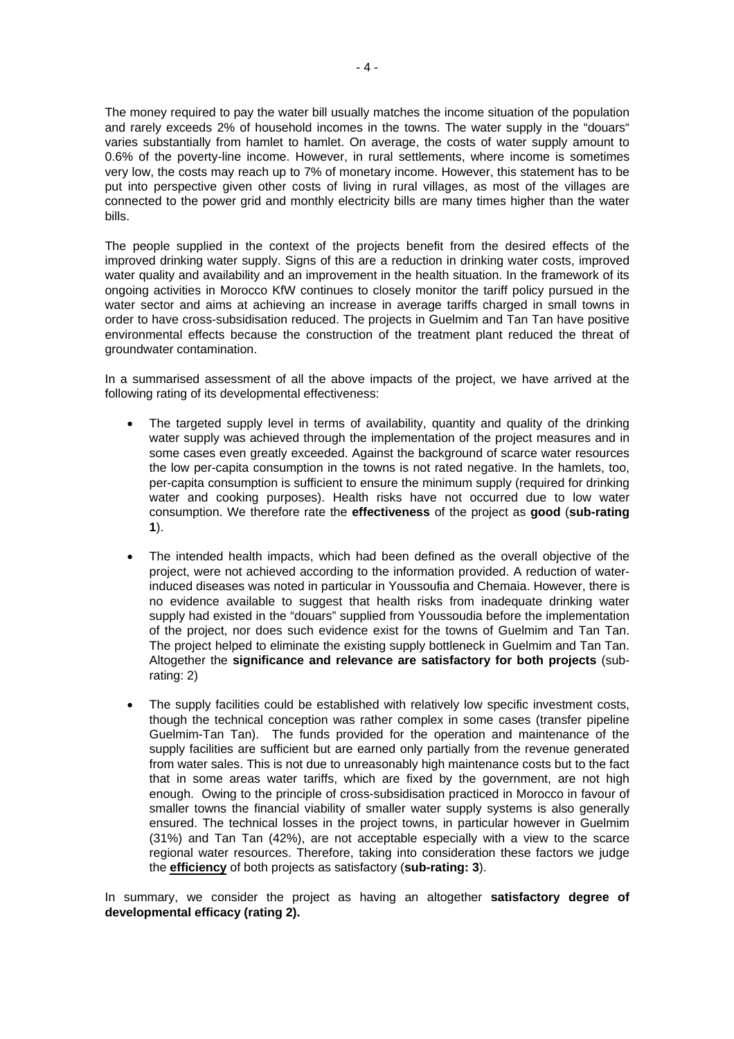The money required to pay the water bill usually matches the income situation of the population and rarely exceeds 2% of household incomes in the towns. The water supply in the "douars" varies substantially from hamlet to hamlet. On average, the costs of water supply amount to 0.6% of the poverty-line income. However, in rural settlements, where income is sometimes very low, the costs may reach up to 7% of monetary income. However, this statement has to be put into perspective given other costs of living in rural villages, as most of the villages are connected to the power grid and monthly electricity bills are many times higher than the water bills.

The people supplied in the context of the projects benefit from the desired effects of the improved drinking water supply. Signs of this are a reduction in drinking water costs, improved water quality and availability and an improvement in the health situation. In the framework of its ongoing activities in Morocco KfW continues to closely monitor the tariff policy pursued in the water sector and aims at achieving an increase in average tariffs charged in small towns in order to have cross-subsidisation reduced. The projects in Guelmim and Tan Tan have positive environmental effects because the construction of the treatment plant reduced the threat of groundwater contamination.

In a summarised assessment of all the above impacts of the project, we have arrived at the following rating of its developmental effectiveness:

- The targeted supply level in terms of availability, quantity and quality of the drinking water supply was achieved through the implementation of the project measures and in some cases even greatly exceeded. Against the background of scarce water resources the low per-capita consumption in the towns is not rated negative. In the hamlets, too, per-capita consumption is sufficient to ensure the minimum supply (required for drinking water and cooking purposes). Health risks have not occurred due to low water consumption. We therefore rate the **effectiveness** of the project as **good** (**sub-rating 1**).

- The intended health impacts, which had been defined as the overall objective of the project, were not achieved according to the information provided. A reduction of water-induced diseases was noted in particular in Youssoufia and Chemaia. However, there is no evidence available to suggest that health risks from inadequate drinking water supply had existed in the "douars" supplied from Youssoudia before the implementation of the project, nor does such evidence exist for the towns of Guelmim and Tan Tan. The project helped to eliminate the existing supply bottleneck in Guelmim and Tan Tan. Altogether the **significance and relevance are satisfactory for both projects** (sub-rating: 2)

- The supply facilities could be established with relatively low specific investment costs, though the technical conception was rather complex in some cases (transfer pipeline Guelmim-Tan Tan). The funds provided for the operation and maintenance of the supply facilities are sufficient but are earned only partially from the revenue generated from water sales. This is not due to unreasonably high maintenance costs but to the fact that in some areas water tariffs, which are fixed by the government, are not high enough. Owing to the principle of cross-subsidisation practiced in Morocco in favour of smaller towns the financial viability of smaller water supply systems is also generally ensured. The technical losses in the project towns, in particular however in Guelmim (31%) and Tan Tan (42%), are not acceptable especially with a view to the scarce regional water resources. Therefore, taking into consideration these factors we judge the **efficiency** of both projects as satisfactory (**sub-rating: 3**).

In summary, we consider the project as having an altogether **satisfactory degree of developmental efficacy (rating 2).**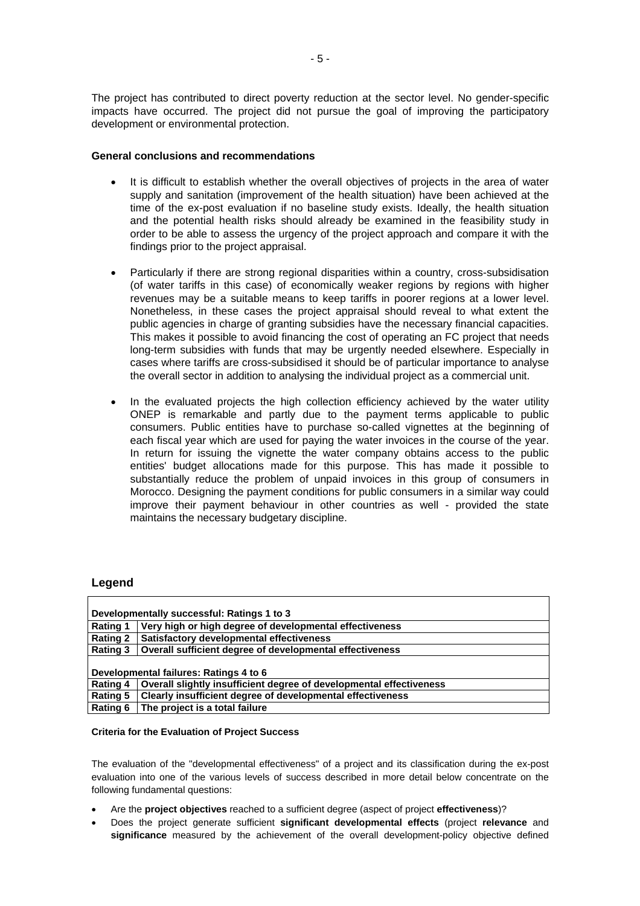The project has contributed to direct poverty reduction at the sector level. No gender-specific impacts have occurred. The project did not pursue the goal of improving the participatory development or environmental protection.

**General conclusions and recommendations**

- It is difficult to establish whether the overall objectives of projects in the area of water supply and sanitation (improvement of the health situation) have been achieved at the time of the ex-post evaluation if no baseline study exists. Ideally, the health situation and the potential health risks should already be examined in the feasibility study in order to be able to assess the urgency of the project approach and compare it with the findings prior to the project appraisal.

- Particularly if there are strong regional disparities within a country, cross-subsidisation (of water tariffs in this case) of economically weaker regions by regions with higher revenues may be a suitable means to keep tariffs in poorer regions at a lower level. Nonetheless, in these cases the project appraisal should reveal to what extent the public agencies in charge of granting subsidies have the necessary financial capacities. This makes it possible to avoid financing the cost of operating an FC project that needs long-term subsidies with funds that may be urgently needed elsewhere. Especially in cases where tariffs are cross-subsidised it should be of particular importance to analyse the overall sector in addition to analysing the individual project as a commercial unit.

- In the evaluated projects the high collection efficiency achieved by the water utility ONEP is remarkable and partly due to the payment terms applicable to public consumers. Public entities have to purchase so-called vignettes at the beginning of each fiscal year which are used for paying the water invoices in the course of the year. In return for issuing the vignette the water company obtains access to the public entities' budget allocations made for this purpose. This has made it possible to substantially reduce the problem of unpaid invoices in this group of consumers in Morocco. Designing the payment conditions for public consumers in a similar way could improve their payment behaviour in other countries as well - provided the state maintains the necessary budgetary discipline.

## Legend

| **Developmentally successful: Ratings 1 to 3** | |
|---|---|
| **Rating 1** | **Very high or high degree of developmental effectiveness** |
| **Rating 2** | **Satisfactory developmental effectiveness** |
| **Rating 3** | **Overall sufficient degree of developmental effectiveness** |
| **Developmental failures: Ratings 4 to 6** | |
| **Rating 4** | **Overall slightly insufficient degree of developmental effectiveness** |
| **Rating 5** | **Clearly insufficient degree of developmental effectiveness** |
| **Rating 6** | **The project is a total failure** |

**Criteria for the Evaluation of Project Success**

The evaluation of the "developmental effectiveness" of a project and its classification during the ex-post evaluation into one of the various levels of success described in more detail below concentrate on the following fundamental questions:

- Are the **project objectives** reached to a sufficient degree (aspect of project **effectiveness**)?
- Does the project generate sufficient **significant developmental effects** (project **relevance** and **significance** measured by the achievement of the overall development-policy objective defined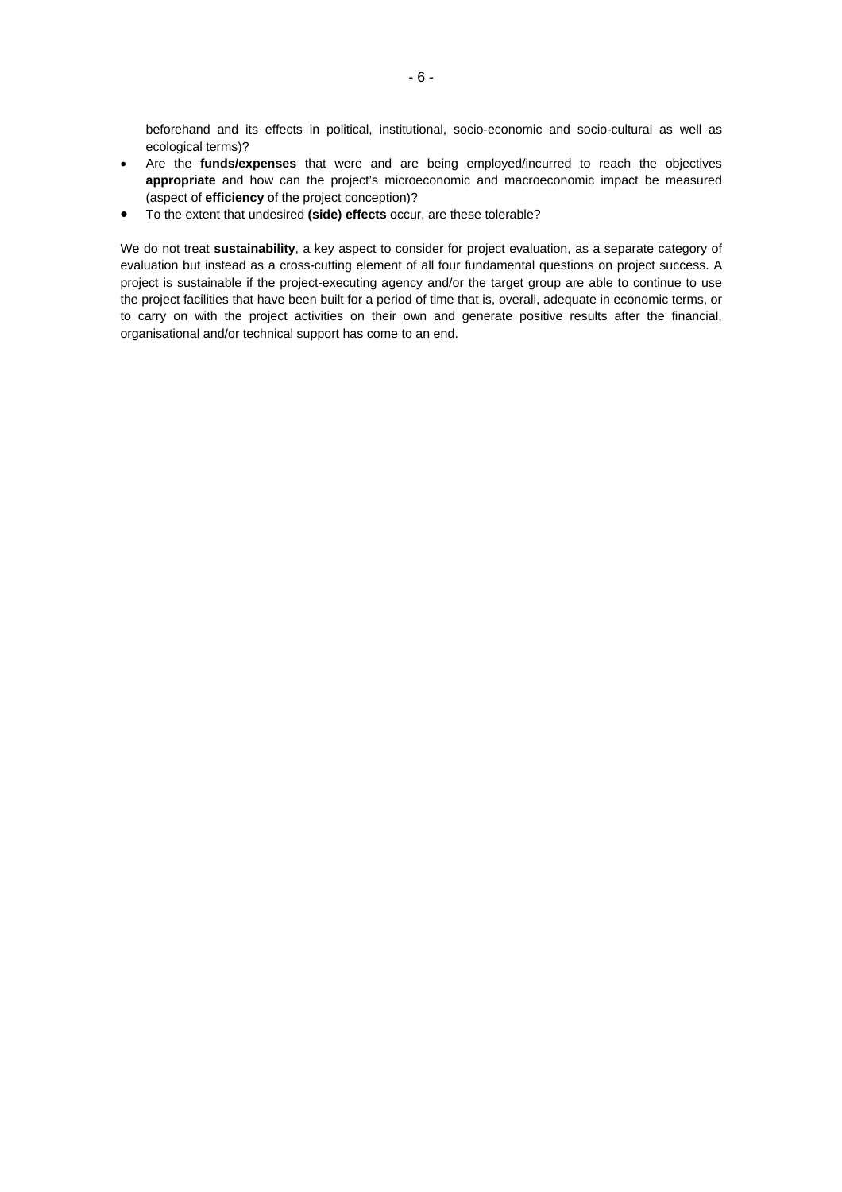beforehand and its effects in political, institutional, socio-economic and socio-cultural as well as ecological terms)?

- Are the **funds/expenses** that were and are being employed/incurred to reach the objectives **appropriate** and how can the project's microeconomic and macroeconomic impact be measured (aspect of **efficiency** of the project conception)?
- To the extent that undesired **(side) effects** occur, are these tolerable?

We do not treat **sustainability**, a key aspect to consider for project evaluation, as a separate category of evaluation but instead as a cross-cutting element of all four fundamental questions on project success. A project is sustainable if the project-executing agency and/or the target group are able to continue to use the project facilities that have been built for a period of time that is, overall, adequate in economic terms, or to carry on with the project activities on their own and generate positive results after the financial, organisational and/or technical support has come to an end.